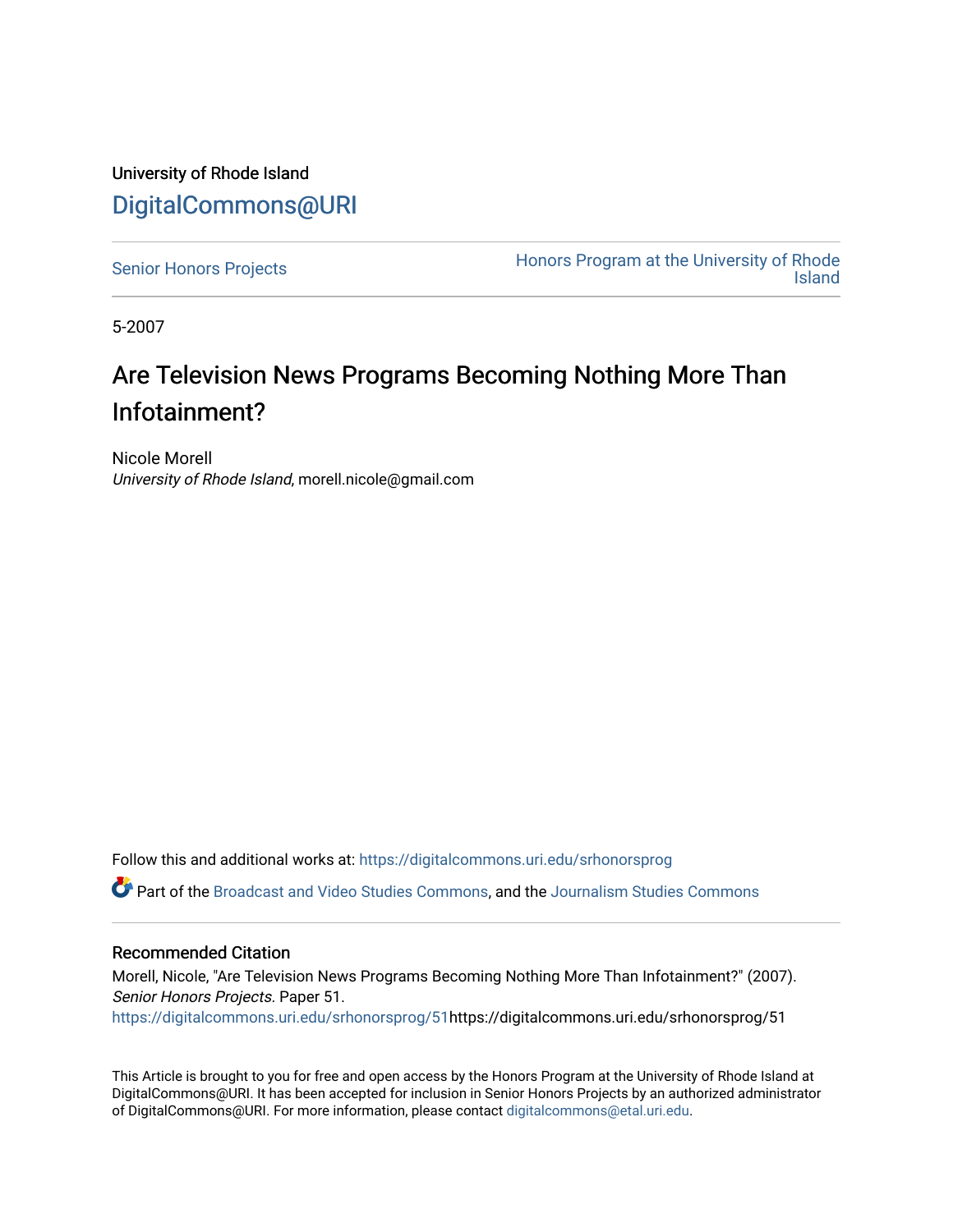University of Rhode Island

# DigitalCommons@URI

Senior Honors Projects

Honors Program at the University of Rhode Island

5-2007

# Are Television News Programs Becoming Nothing More Than Infotainment?

Nicole Morell

*University of Rhode Island*, morell.nicole@gmail.com

Follow this and additional works at: https://digitalcommons.uri.edu/srhonorsprog

Part of the Broadcast and Video Studies Commons, and the Journalism Studies Commons

## Recommended Citation

Morell, Nicole, "Are Television News Programs Becoming Nothing More Than Infotainment?" (2007). *Senior Honors Projects.* Paper 51.
https://digitalcommons.uri.edu/srhonorsprog/51https://digitalcommons.uri.edu/srhonorsprog/51

This Article is brought to you for free and open access by the Honors Program at the University of Rhode Island at DigitalCommons@URI. It has been accepted for inclusion in Senior Honors Projects by an authorized administrator of DigitalCommons@URI. For more information, please contact digitalcommons@etal.uri.edu.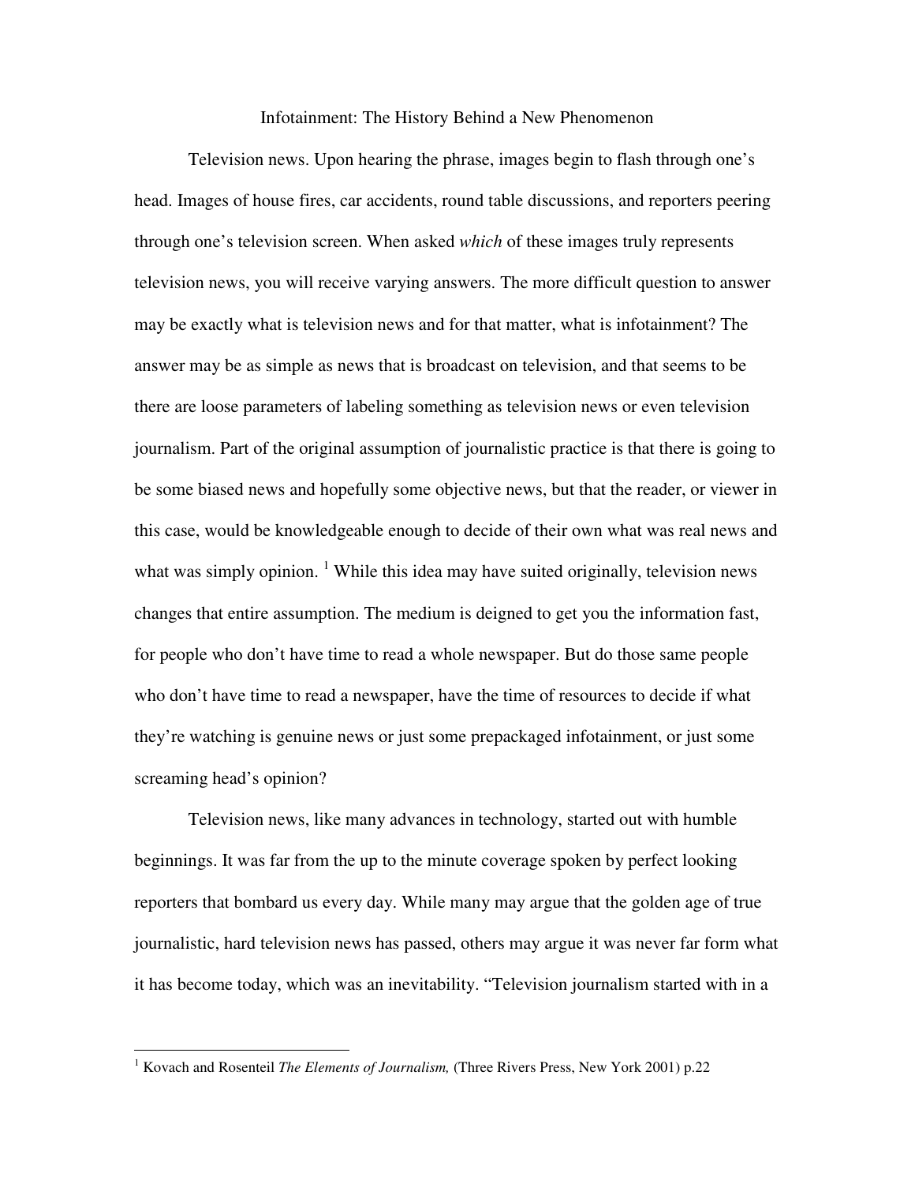Infotainment: The History Behind a New Phenomenon

Television news. Upon hearing the phrase, images begin to flash through one's head. Images of house fires, car accidents, round table discussions, and reporters peering through one's television screen. When asked *which* of these images truly represents television news, you will receive varying answers. The more difficult question to answer may be exactly what is television news and for that matter, what is infotainment? The answer may be as simple as news that is broadcast on television, and that seems to be there are loose parameters of labeling something as television news or even television journalism. Part of the original assumption of journalistic practice is that there is going to be some biased news and hopefully some objective news, but that the reader, or viewer in this case, would be knowledgeable enough to decide of their own what was real news and what was simply opinion. [1] While this idea may have suited originally, television news changes that entire assumption. The medium is deigned to get you the information fast, for people who don't have time to read a whole newspaper. But do those same people who don't have time to read a newspaper, have the time of resources to decide if what they're watching is genuine news or just some prepackaged infotainment, or just some screaming head's opinion?

Television news, like many advances in technology, started out with humble beginnings. It was far from the up to the minute coverage spoken by perfect looking reporters that bombard us every day. While many may argue that the golden age of true journalistic, hard television news has passed, others may argue it was never far form what it has become today, which was an inevitability. "Television journalism started with in a

---

[1] Kovach and Rosenteil *The Elements of Journalism,* (Three Rivers Press, New York 2001) p.22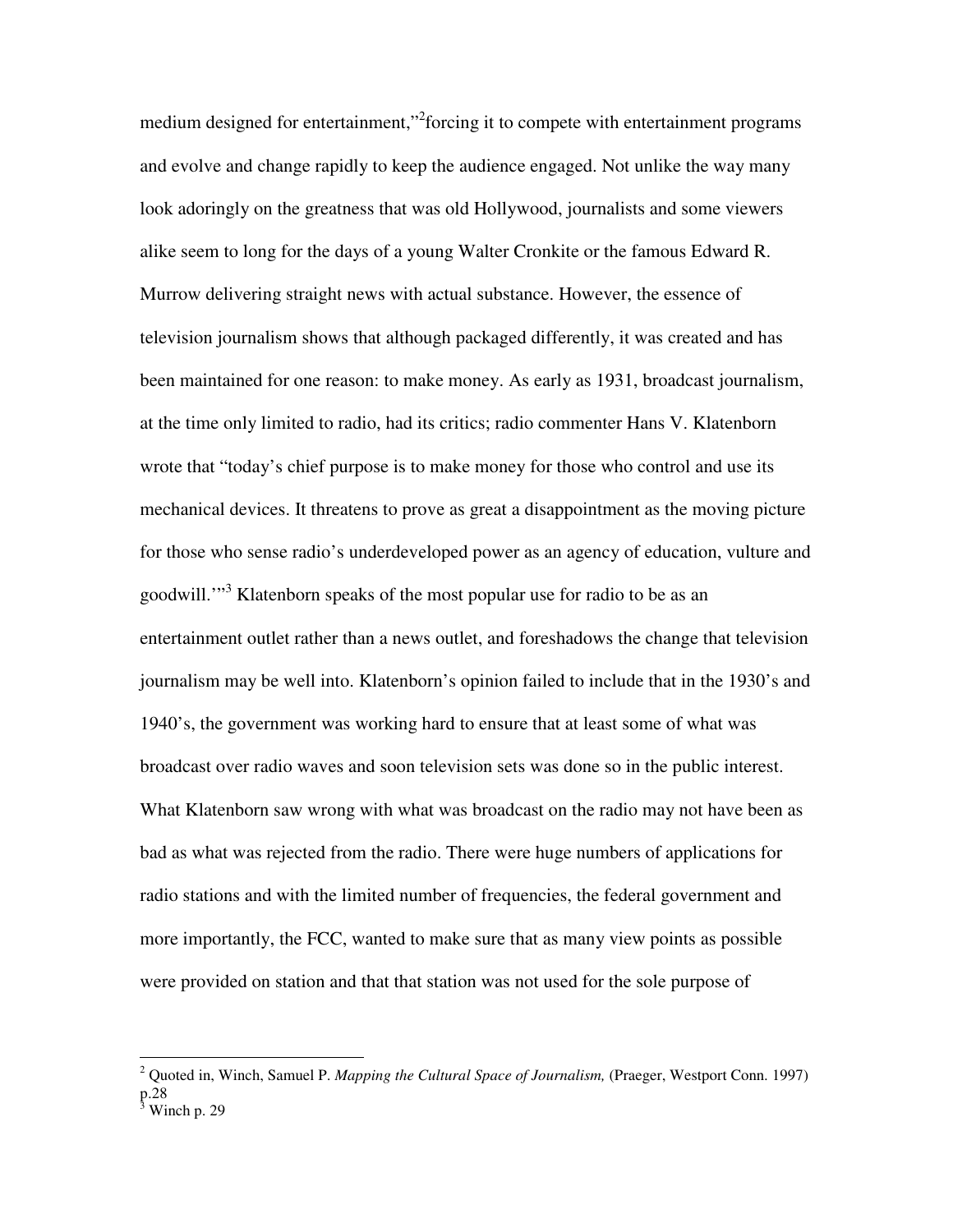medium designed for entertainment,"[2]forcing it to compete with entertainment programs and evolve and change rapidly to keep the audience engaged. Not unlike the way many look adoringly on the greatness that was old Hollywood, journalists and some viewers alike seem to long for the days of a young Walter Cronkite or the famous Edward R. Murrow delivering straight news with actual substance. However, the essence of television journalism shows that although packaged differently, it was created and has been maintained for one reason: to make money. As early as 1931, broadcast journalism, at the time only limited to radio, had its critics; radio commenter Hans V. Klatenborn wrote that "today's chief purpose is to make money for those who control and use its mechanical devices. It threatens to prove as great a disappointment as the moving picture for those who sense radio's underdeveloped power as an agency of education, vulture and goodwill.'"[3] Klatenborn speaks of the most popular use for radio to be as an entertainment outlet rather than a news outlet, and foreshadows the change that television journalism may be well into. Klatenborn's opinion failed to include that in the 1930's and 1940's, the government was working hard to ensure that at least some of what was broadcast over radio waves and soon television sets was done so in the public interest. What Klatenborn saw wrong with what was broadcast on the radio may not have been as bad as what was rejected from the radio. There were huge numbers of applications for radio stations and with the limited number of frequencies, the federal government and more importantly, the FCC, wanted to make sure that as many view points as possible were provided on station and that that station was not used for the sole purpose of

---

[2] Quoted in, Winch, Samuel P. *Mapping the Cultural Space of Journalism,* (Praeger, Westport Conn. 1997) p.28

[3] Winch p. 29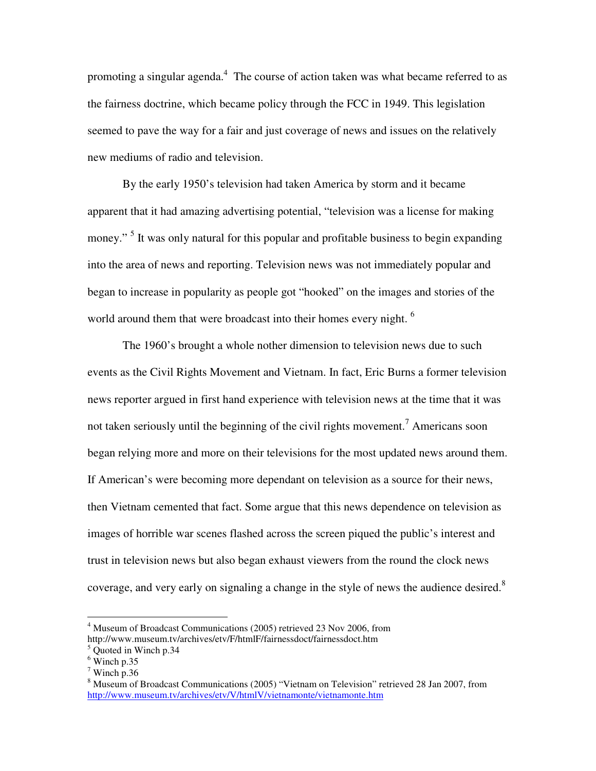promoting a singular agenda.[4] The course of action taken was what became referred to as the fairness doctrine, which became policy through the FCC in 1949. This legislation seemed to pave the way for a fair and just coverage of news and issues on the relatively new mediums of radio and television.

By the early 1950's television had taken America by storm and it became apparent that it had amazing advertising potential, "television was a license for making money." [5] It was only natural for this popular and profitable business to begin expanding into the area of news and reporting. Television news was not immediately popular and began to increase in popularity as people got "hooked" on the images and stories of the world around them that were broadcast into their homes every night. [6]

The 1960's brought a whole nother dimension to television news due to such events as the Civil Rights Movement and Vietnam. In fact, Eric Burns a former television news reporter argued in first hand experience with television news at the time that it was not taken seriously until the beginning of the civil rights movement.[7] Americans soon began relying more and more on their televisions for the most updated news around them. If American's were becoming more dependant on television as a source for their news, then Vietnam cemented that fact. Some argue that this news dependence on television as images of horrible war scenes flashed across the screen piqued the public's interest and trust in television news but also began exhaust viewers from the round the clock news coverage, and very early on signaling a change in the style of news the audience desired.[8]

---

[4] Museum of Broadcast Communications (2005) retrieved 23 Nov 2006, from http://www.museum.tv/archives/etv/F/htmlF/fairnessdoct/fairnessdoct.htm

[5] Quoted in Winch p.34

[6] Winch p.35

[7] Winch p.36

[8] Museum of Broadcast Communications (2005) "Vietnam on Television" retrieved 28 Jan 2007, from http://www.museum.tv/archives/etv/V/htmlV/vietnamonte/vietnamonte.htm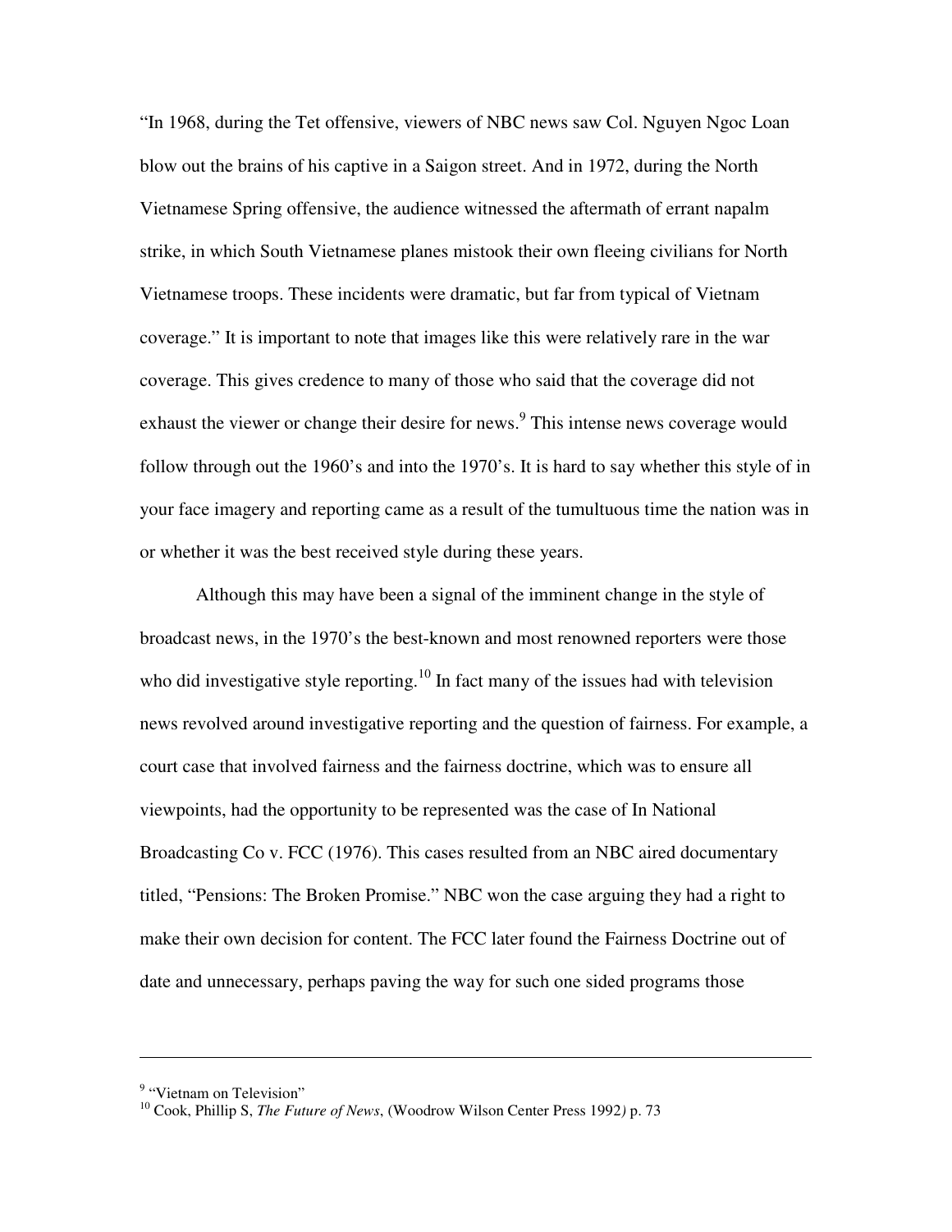"In 1968, during the Tet offensive, viewers of NBC news saw Col. Nguyen Ngoc Loan blow out the brains of his captive in a Saigon street. And in 1972, during the North Vietnamese Spring offensive, the audience witnessed the aftermath of errant napalm strike, in which South Vietnamese planes mistook their own fleeing civilians for North Vietnamese troops. These incidents were dramatic, but far from typical of Vietnam coverage." It is important to note that images like this were relatively rare in the war coverage. This gives credence to many of those who said that the coverage did not exhaust the viewer or change their desire for news.[9] This intense news coverage would follow through out the 1960's and into the 1970's. It is hard to say whether this style of in your face imagery and reporting came as a result of the tumultuous time the nation was in or whether it was the best received style during these years.

Although this may have been a signal of the imminent change in the style of broadcast news, in the 1970's the best-known and most renowned reporters were those who did investigative style reporting.[10] In fact many of the issues had with television news revolved around investigative reporting and the question of fairness. For example, a court case that involved fairness and the fairness doctrine, which was to ensure all viewpoints, had the opportunity to be represented was the case of In National Broadcasting Co v. FCC (1976). This cases resulted from an NBC aired documentary titled, "Pensions: The Broken Promise." NBC won the case arguing they had a right to make their own decision for content. The FCC later found the Fairness Doctrine out of date and unnecessary, perhaps paving the way for such one sided programs those

---

[9] "Vietnam on Television"

[10] Cook, Phillip S, *The Future of News*, (Woodrow Wilson Center Press 1992) p. 73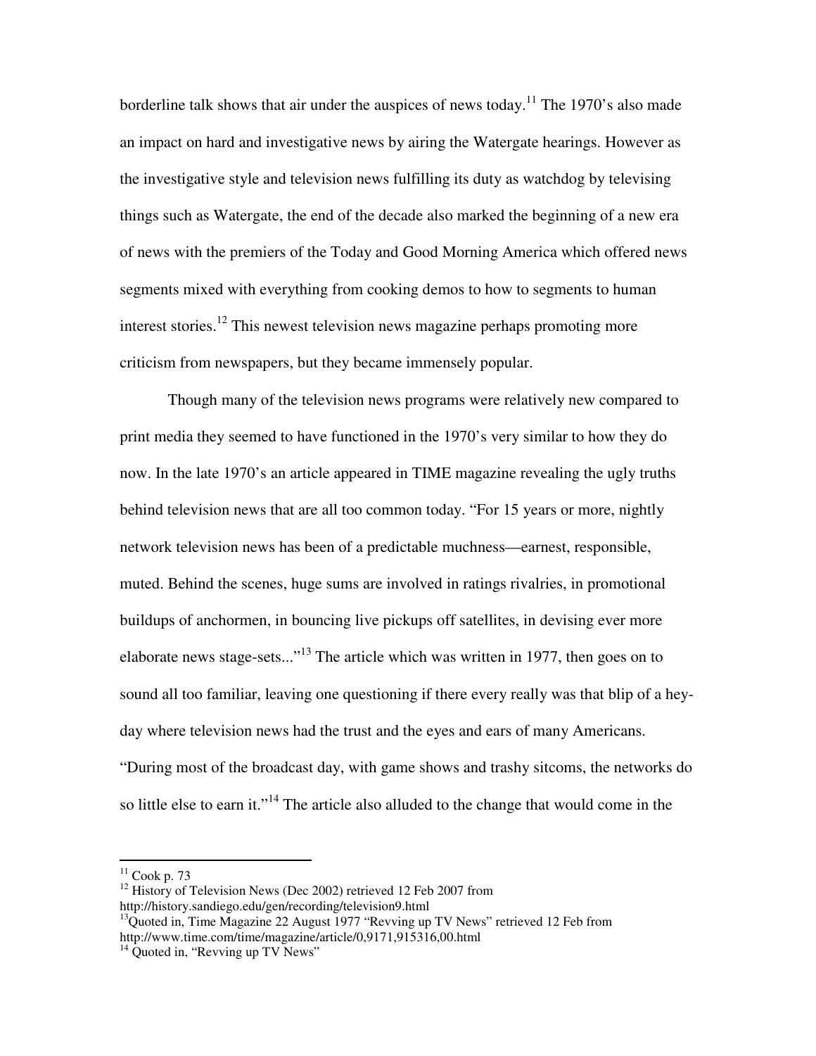borderline talk shows that air under the auspices of news today.[11] The 1970's also made an impact on hard and investigative news by airing the Watergate hearings. However as the investigative style and television news fulfilling its duty as watchdog by televising things such as Watergate, the end of the decade also marked the beginning of a new era of news with the premiers of the Today and Good Morning America which offered news segments mixed with everything from cooking demos to how to segments to human interest stories.[12] This newest television news magazine perhaps promoting more criticism from newspapers, but they became immensely popular.

Though many of the television news programs were relatively new compared to print media they seemed to have functioned in the 1970's very similar to how they do now. In the late 1970's an article appeared in TIME magazine revealing the ugly truths behind television news that are all too common today. "For 15 years or more, nightly network television news has been of a predictable muchness—earnest, responsible, muted. Behind the scenes, huge sums are involved in ratings rivalries, in promotional buildups of anchormen, in bouncing live pickups off satellites, in devising ever more elaborate news stage-sets..."[13] The article which was written in 1977, then goes on to sound all too familiar, leaving one questioning if there every really was that blip of a hey-day where television news had the trust and the eyes and ears of many Americans. "During most of the broadcast day, with game shows and trashy sitcoms, the networks do so little else to earn it."[14] The article also alluded to the change that would come in the

---

[11] Cook p. 73

[12] History of Television News (Dec 2002) retrieved 12 Feb 2007 from http://history.sandiego.edu/gen/recording/television9.html

[13] Quoted in, Time Magazine 22 August 1977 "Revving up TV News" retrieved 12 Feb from http://www.time.com/time/magazine/article/0,9171,915316,00.html

[14] Quoted in, "Revving up TV News"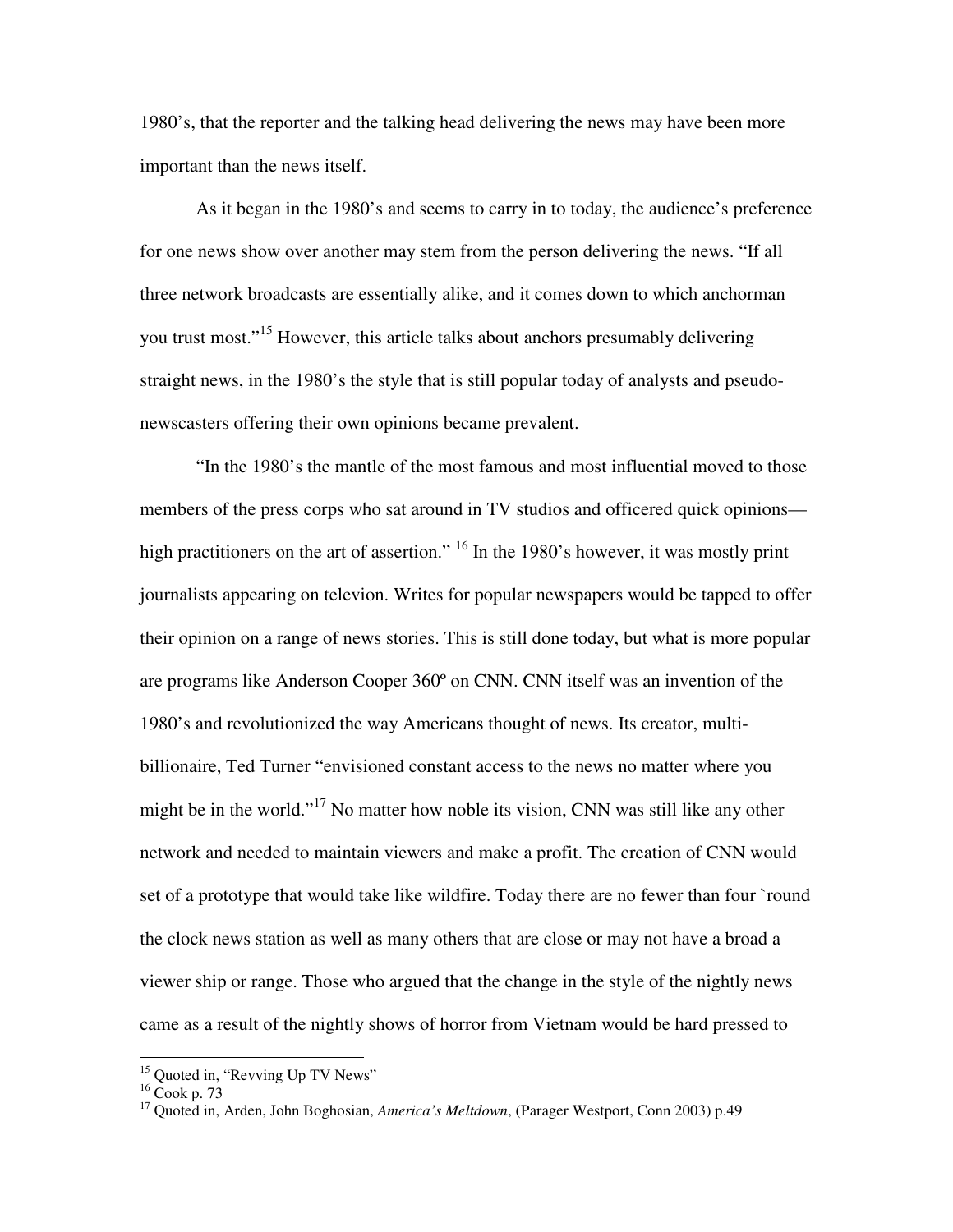1980's, that the reporter and the talking head delivering the news may have been more important than the news itself.

As it began in the 1980's and seems to carry in to today, the audience's preference for one news show over another may stem from the person delivering the news. "If all three network broadcasts are essentially alike, and it comes down to which anchorman you trust most."[15] However, this article talks about anchors presumably delivering straight news, in the 1980's the style that is still popular today of analysts and pseudo-newscasters offering their own opinions became prevalent.

"In the 1980's the mantle of the most famous and most influential moved to those members of the press corps who sat around in TV studios and officered quick opinions—high practitioners on the art of assertion." [16] In the 1980's however, it was mostly print journalists appearing on televion. Writes for popular newspapers would be tapped to offer their opinion on a range of news stories. This is still done today, but what is more popular are programs like Anderson Cooper 360º on CNN. CNN itself was an invention of the 1980's and revolutionized the way Americans thought of news. Its creator, multi-billionaire, Ted Turner "envisioned constant access to the news no matter where you might be in the world."[17] No matter how noble its vision, CNN was still like any other network and needed to maintain viewers and make a profit. The creation of CNN would set of a prototype that would take like wildfire. Today there are no fewer than four `round the clock news station as well as many others that are close or may not have a broad a viewer ship or range. Those who argued that the change in the style of the nightly news came as a result of the nightly shows of horror from Vietnam would be hard pressed to

---

[15] Quoted in, "Revving Up TV News"

[16] Cook p. 73

[17] Quoted in, Arden, John Boghosian, *America's Meltdown*, (Parager Westport, Conn 2003) p.49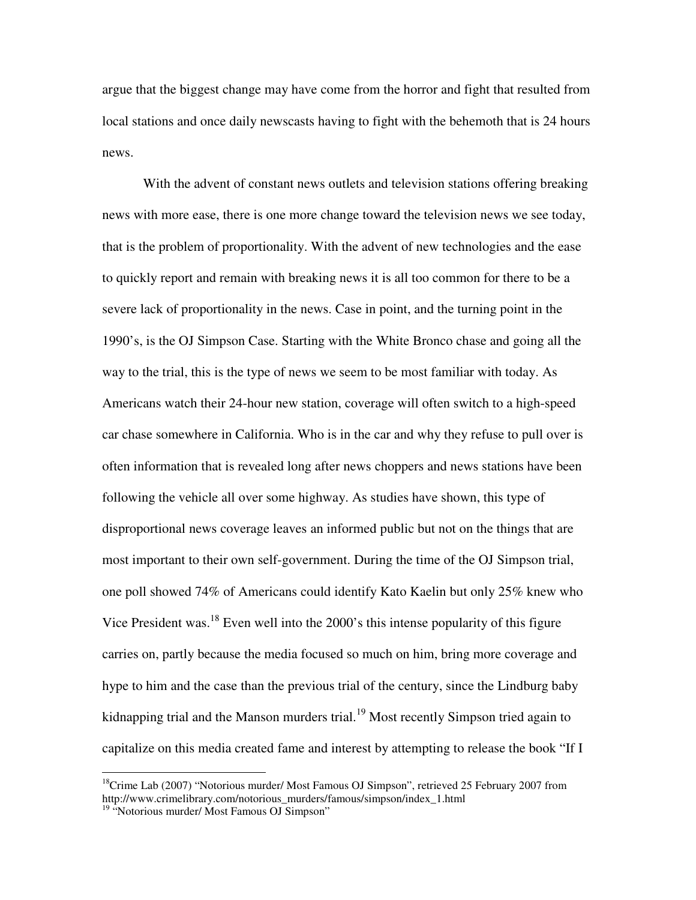argue that the biggest change may have come from the horror and fight that resulted from local stations and once daily newscasts having to fight with the behemoth that is 24 hours news.

With the advent of constant news outlets and television stations offering breaking news with more ease, there is one more change toward the television news we see today, that is the problem of proportionality. With the advent of new technologies and the ease to quickly report and remain with breaking news it is all too common for there to be a severe lack of proportionality in the news. Case in point, and the turning point in the 1990's, is the OJ Simpson Case. Starting with the White Bronco chase and going all the way to the trial, this is the type of news we seem to be most familiar with today. As Americans watch their 24-hour new station, coverage will often switch to a high-speed car chase somewhere in California. Who is in the car and why they refuse to pull over is often information that is revealed long after news choppers and news stations have been following the vehicle all over some highway. As studies have shown, this type of disproportional news coverage leaves an informed public but not on the things that are most important to their own self-government. During the time of the OJ Simpson trial, one poll showed 74% of Americans could identify Kato Kaelin but only 25% knew who Vice President was.[18] Even well into the 2000's this intense popularity of this figure carries on, partly because the media focused so much on him, bring more coverage and hype to him and the case than the previous trial of the century, since the Lindburg baby kidnapping trial and the Manson murders trial.[19] Most recently Simpson tried again to capitalize on this media created fame and interest by attempting to release the book "If I

---

[18] Crime Lab (2007) "Notorious murder/ Most Famous OJ Simpson", retrieved 25 February 2007 from http://www.crimelibrary.com/notorious_murders/famous/simpson/index_1.html

[19] "Notorious murder/ Most Famous OJ Simpson"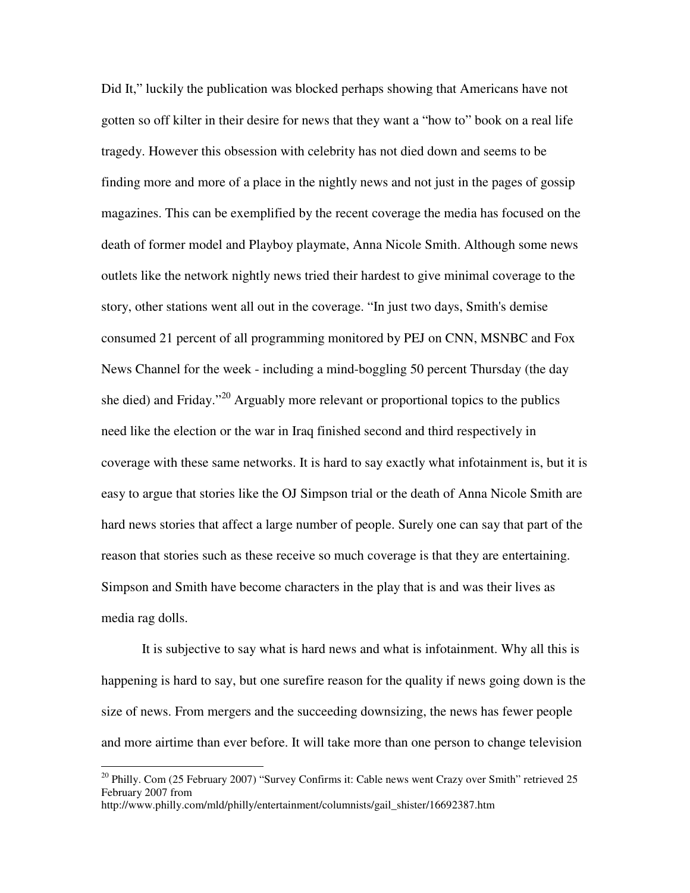Did It," luckily the publication was blocked perhaps showing that Americans have not gotten so off kilter in their desire for news that they want a "how to" book on a real life tragedy. However this obsession with celebrity has not died down and seems to be finding more and more of a place in the nightly news and not just in the pages of gossip magazines. This can be exemplified by the recent coverage the media has focused on the death of former model and Playboy playmate, Anna Nicole Smith. Although some news outlets like the network nightly news tried their hardest to give minimal coverage to the story, other stations went all out in the coverage. "In just two days, Smith's demise consumed 21 percent of all programming monitored by PEJ on CNN, MSNBC and Fox News Channel for the week - including a mind-boggling 50 percent Thursday (the day she died) and Friday."[20] Arguably more relevant or proportional topics to the publics need like the election or the war in Iraq finished second and third respectively in coverage with these same networks. It is hard to say exactly what infotainment is, but it is easy to argue that stories like the OJ Simpson trial or the death of Anna Nicole Smith are hard news stories that affect a large number of people. Surely one can say that part of the reason that stories such as these receive so much coverage is that they are entertaining. Simpson and Smith have become characters in the play that is and was their lives as media rag dolls.

It is subjective to say what is hard news and what is infotainment. Why all this is happening is hard to say, but one surefire reason for the quality if news going down is the size of news. From mergers and the succeeding downsizing, the news has fewer people and more airtime than ever before. It will take more than one person to change television

---

[20] Philly. Com (25 February 2007) "Survey Confirms it: Cable news went Crazy over Smith" retrieved 25 February 2007 from http://www.philly.com/mld/philly/entertainment/columnists/gail_shister/16692387.htm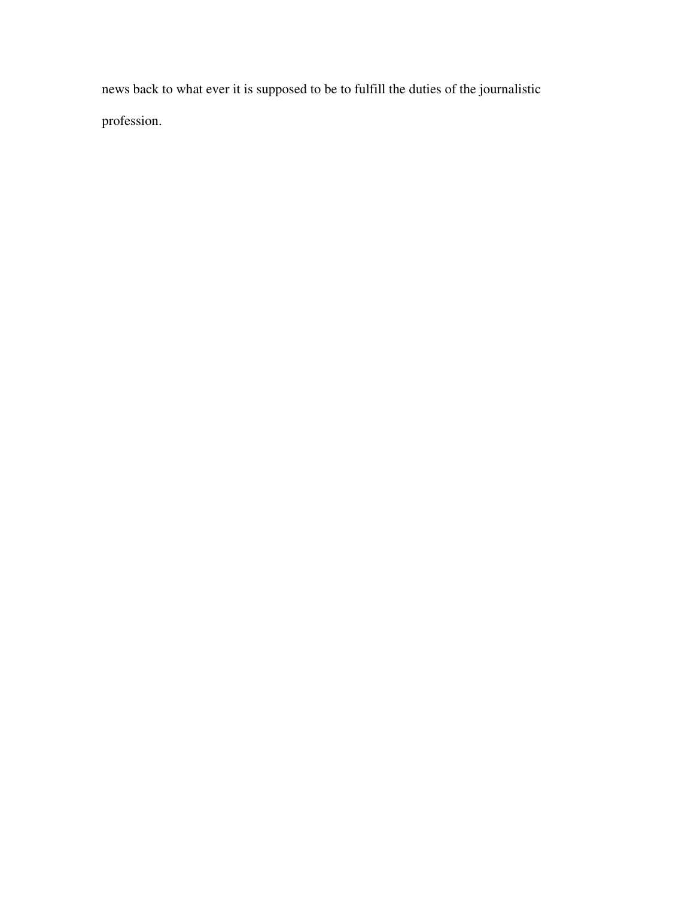news back to what ever it is supposed to be to fulfill the duties of the journalistic profession.